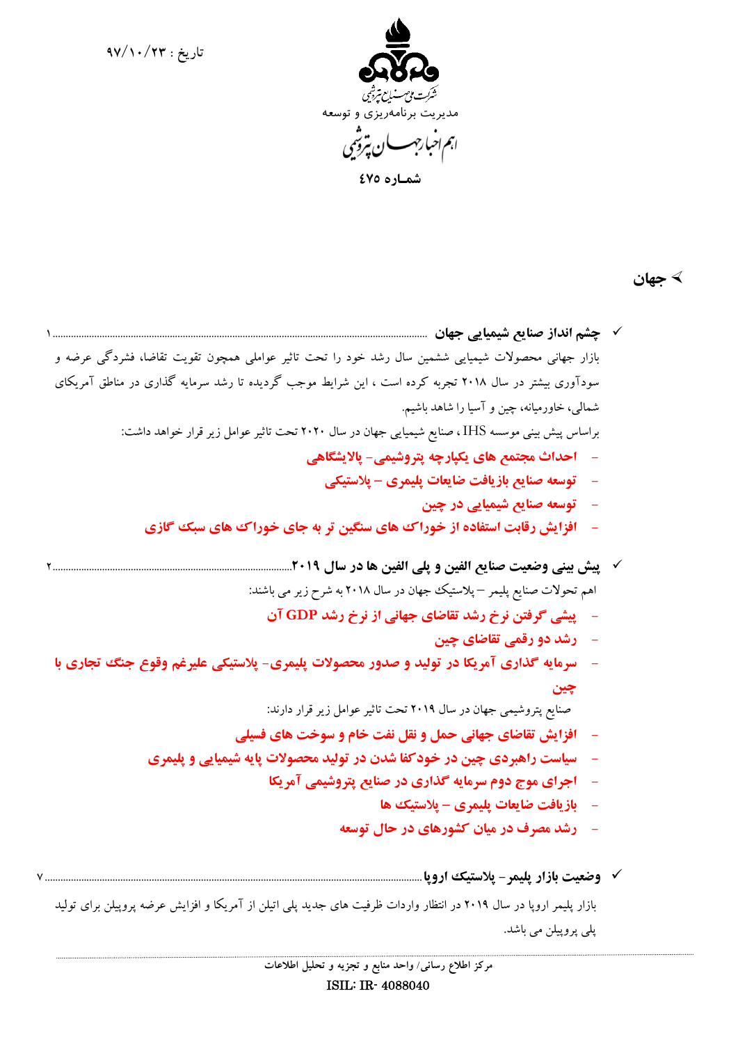تاریخ : ۹۷/۱۰/۲۳

شرکت ملی صنایع پتروشیمی

مدیریت برنامه‌ریزی و توسعه

# اهم اخبار جهان پتروشیمی

**شمـاره ٤٧٥**

## ➢ جهان

- ✓ **چشم انداز صنایع شیمیایی جهان** ........................................ ۱

بازار جهانی محصولات شیمیایی ششمین سال رشد خود را تحت تاثیر عواملی همچون تقویت تقاضا، فشردگی عرضه و سودآوری بیشتر در سال ۲۰۱۸ تجربه کرده است ، این شرایط موجب گردیده تا رشد سرمایه گذاری در مناطق آمریکای شمالی، خاورمیانه، چین و آسیا را شاهد باشیم.

براساس پیش بینی موسسه IHS ، صنایع شیمیایی جهان در سال ۲۰۲۰ تحت تاثیر عوامل زیر قرار خواهد داشت:

- **احداث مجتمع های یکپارچه پتروشیمی- پالایشگاهی**
- **توسعه صنایع بازیافت ضایعات پلیمری – پلاستیکی**
- **توسعه صنایع شیمیایی در چین**
- **افزایش رقابت استفاده از خوراک های سنگین تر به جای خوراک های سبک گازی**

- ✓ **پیش بینی وضعیت صنایع الفین و پلی الفین ها در سال ۲۰۱۹** ........................................ ۲

اهم تحولات صنایع پلیمر – پلاستیک جهان در سال ۲۰۱۸ به شرح زیر می باشند:

- **پیشی گرفتن نرخ رشد تقاضای جهانی از نرخ رشد GDP آن**
- **رشد دو رقمی تقاضای چین**
- **سرمایه گذاری آمریکا در تولید و صدور محصولات پلیمری- پلاستیکی علیرغم وقوع جنگ تجاری با چین**

صنایع پتروشیمی جهان در سال ۲۰۱۹ تحت تاثیر عوامل زیر قرار دارند:

- **افزایش تقاضای جهانی حمل و نقل نفت خام و سوخت های فسیلی**
- **سیاست راهبردی چین در خودکفا شدن در تولید محصولات پایه شیمیایی و پلیمری**
- **اجرای موج دوم سرمایه گذاری در صنایع پتروشیمی آمریکا**
- **بازیافت ضایعات پلیمری – پلاستیک ها**
- **رشد مصرف در میان کشورهای در حال توسعه**

- ✓ **وضعیت بازار پلیمر- پلاستیک اروپا** ........................................ ۷

بازار پلیمر اروپا در سال ۲۰۱۹ در انتظار واردات ظرفیت های جدید پلی اتیلن از آمریکا و افزایش عرضه پروپیلن برای تولید پلی پروپیلن می باشد.

مرکز اطلاع رسانی/ واحد منابع و تجزیه و تحلیل اطلاعات

ISIL: IR- 4088040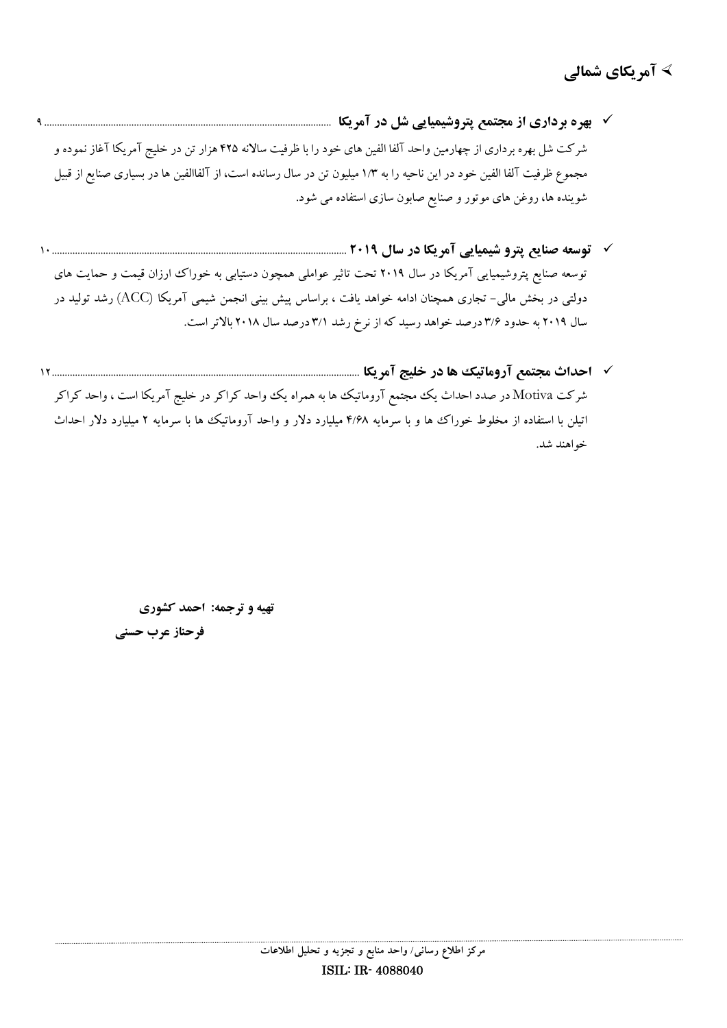## ➢ آمریکای شمالی

- ✓ **بهره برداری از مجتمع پتروشیمیایی شل در آمریکا** ............................................................................................................ ۹

شرکت شل بهره برداری از چهارمین واحد آلفا الفین های خود را با ظرفیت سالانه ۴۲۵ هزار تن در خلیج آمریکا آغاز نموده و مجموع ظرفیت آلفا الفین خود در این ناحیه را به ۱/۳ میلیون تن در سال رسانده است، از آلفاالفین ها در بسیاری صنایع از قبیل شوینده ها، روغن های موتور و صنایع صابون سازی استفاده می شود.

- ✓ **توسعه صنایع پترو شیمیایی آمریکا در سال ۲۰۱۹** ............................................................................................................ ۱۰

توسعه صنایع پتروشیمیایی آمریکا در سال ۲۰۱۹ تحت تاثیر عواملی همچون دستیابی به خوراک ارزان قیمت و حمایت های دولتی در بخش مالی- تجاری همچنان ادامه خواهد یافت ، براساس پیش بینی انجمن شیمی آمریکا (ACC) رشد تولید در سال ۲۰۱۹ به حدود ۳/۶ درصد خواهد رسید که از نرخ رشد ۳/۱ درصد سال ۲۰۱۸ بالاتر است.

- ✓ **احداث مجتمع آروماتیک ها در خلیج آمریکا** ............................................................................................................ ۱۲

شرکت Motiva در صدد احداث یک مجتمع آروماتیک ها به همراه یک واحد کراکر در خلیج آمریکا است ، واحد کراکر اتیلن با استفاده از مخلوط خوراک ها و با سرمایه ۴/۶۸ میلیارد دلار و واحد آروماتیک ها با سرمایه ۲ میلیارد دلار احداث خواهند شد.

**تهیه و ترجمه: احمد کشوری**

**فرحناز عرب حسنی**

مرکز اطلاع رسانی/ واحد منابع و تجزیه و تحلیل اطلاعات

ISIL: IR- 4088040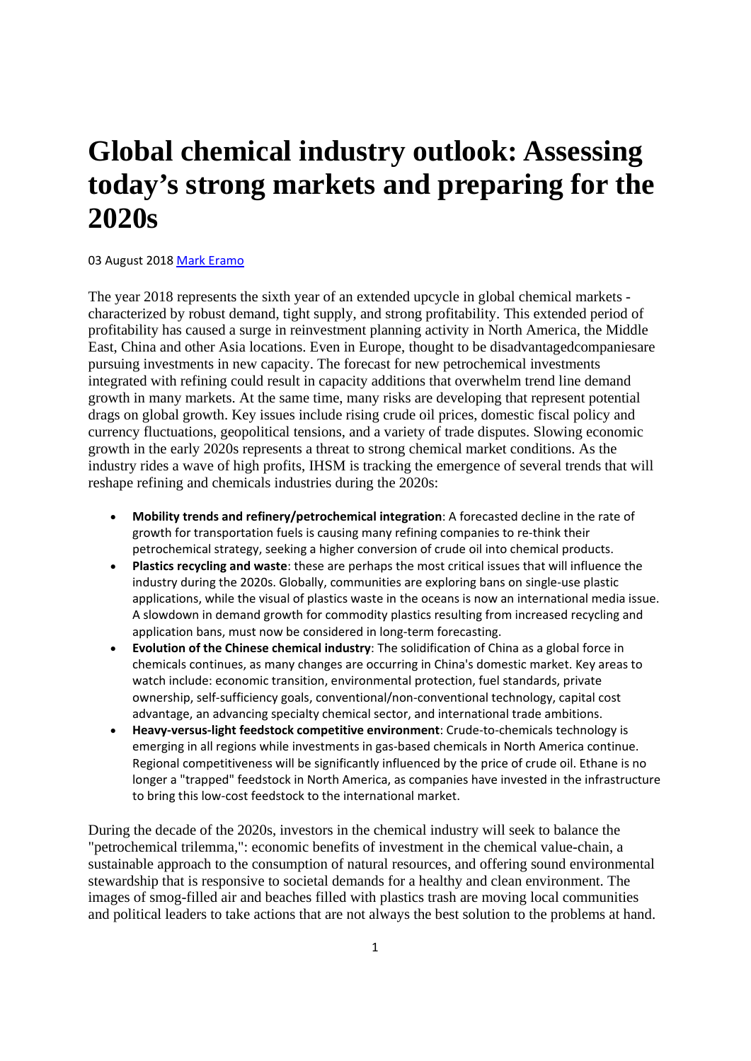# Global chemical industry outlook: Assessing today's strong markets and preparing for the 2020s

03 August 2018 Mark Eramo

The year 2018 represents the sixth year of an extended upcycle in global chemical markets - characterized by robust demand, tight supply, and strong profitability. This extended period of profitability has caused a surge in reinvestment planning activity in North America, the Middle East, China and other Asia locations. Even in Europe, thought to be disadvantagedcompaniesare pursuing investments in new capacity. The forecast for new petrochemical investments integrated with refining could result in capacity additions that overwhelm trend line demand growth in many markets. At the same time, many risks are developing that represent potential drags on global growth. Key issues include rising crude oil prices, domestic fiscal policy and currency fluctuations, geopolitical tensions, and a variety of trade disputes. Slowing economic growth in the early 2020s represents a threat to strong chemical market conditions. As the industry rides a wave of high profits, IHSM is tracking the emergence of several trends that will reshape refining and chemicals industries during the 2020s:

- **Mobility trends and refinery/petrochemical integration**: A forecasted decline in the rate of growth for transportation fuels is causing many refining companies to re-think their petrochemical strategy, seeking a higher conversion of crude oil into chemical products.
- **Plastics recycling and waste**: these are perhaps the most critical issues that will influence the industry during the 2020s. Globally, communities are exploring bans on single-use plastic applications, while the visual of plastics waste in the oceans is now an international media issue. A slowdown in demand growth for commodity plastics resulting from increased recycling and application bans, must now be considered in long-term forecasting.
- **Evolution of the Chinese chemical industry**: The solidification of China as a global force in chemicals continues, as many changes are occurring in China's domestic market. Key areas to watch include: economic transition, environmental protection, fuel standards, private ownership, self-sufficiency goals, conventional/non-conventional technology, capital cost advantage, an advancing specialty chemical sector, and international trade ambitions.
- **Heavy-versus-light feedstock competitive environment**: Crude-to-chemicals technology is emerging in all regions while investments in gas-based chemicals in North America continue. Regional competitiveness will be significantly influenced by the price of crude oil. Ethane is no longer a "trapped" feedstock in North America, as companies have invested in the infrastructure to bring this low-cost feedstock to the international market.

During the decade of the 2020s, investors in the chemical industry will seek to balance the "petrochemical trilemma,": economic benefits of investment in the chemical value-chain, a sustainable approach to the consumption of natural resources, and offering sound environmental stewardship that is responsive to societal demands for a healthy and clean environment. The images of smog-filled air and beaches filled with plastics trash are moving local communities and political leaders to take actions that are not always the best solution to the problems at hand.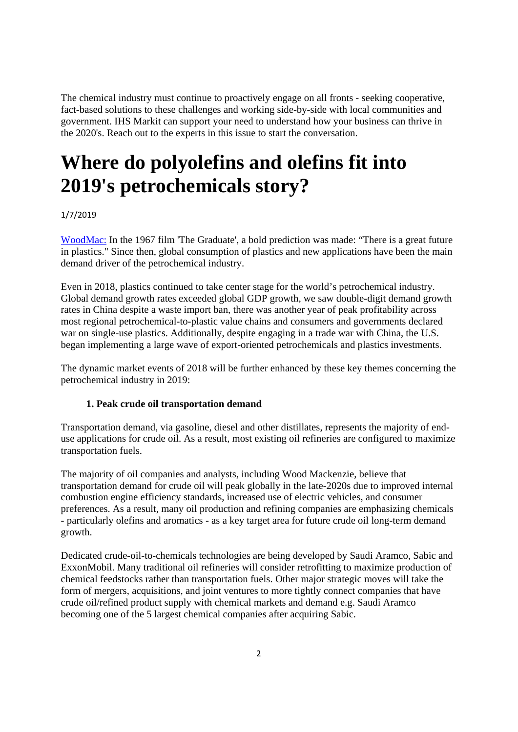The chemical industry must continue to proactively engage on all fronts - seeking cooperative, fact-based solutions to these challenges and working side-by-side with local communities and government. IHS Markit can support your need to understand how your business can thrive in the 2020's. Reach out to the experts in this issue to start the conversation.

# Where do polyolefins and olefins fit into 2019's petrochemicals story?

1/7/2019

WoodMac: In the 1967 film 'The Graduate', a bold prediction was made: "There is a great future in plastics." Since then, global consumption of plastics and new applications have been the main demand driver of the petrochemical industry.

Even in 2018, plastics continued to take center stage for the world's petrochemical industry. Global demand growth rates exceeded global GDP growth, we saw double-digit demand growth rates in China despite a waste import ban, there was another year of peak profitability across most regional petrochemical-to-plastic value chains and consumers and governments declared war on single-use plastics. Additionally, despite engaging in a trade war with China, the U.S. began implementing a large wave of export-oriented petrochemicals and plastics investments.

The dynamic market events of 2018 will be further enhanced by these key themes concerning the petrochemical industry in 2019:

**1. Peak crude oil transportation demand**

Transportation demand, via gasoline, diesel and other distillates, represents the majority of end-use applications for crude oil. As a result, most existing oil refineries are configured to maximize transportation fuels.

The majority of oil companies and analysts, including Wood Mackenzie, believe that transportation demand for crude oil will peak globally in the late-2020s due to improved internal combustion engine efficiency standards, increased use of electric vehicles, and consumer preferences. As a result, many oil production and refining companies are emphasizing chemicals - particularly olefins and aromatics - as a key target area for future crude oil long-term demand growth.

Dedicated crude-oil-to-chemicals technologies are being developed by Saudi Aramco, Sabic and ExxonMobil. Many traditional oil refineries will consider retrofitting to maximize production of chemical feedstocks rather than transportation fuels. Other major strategic moves will take the form of mergers, acquisitions, and joint ventures to more tightly connect companies that have crude oil/refined product supply with chemical markets and demand e.g. Saudi Aramco becoming one of the 5 largest chemical companies after acquiring Sabic.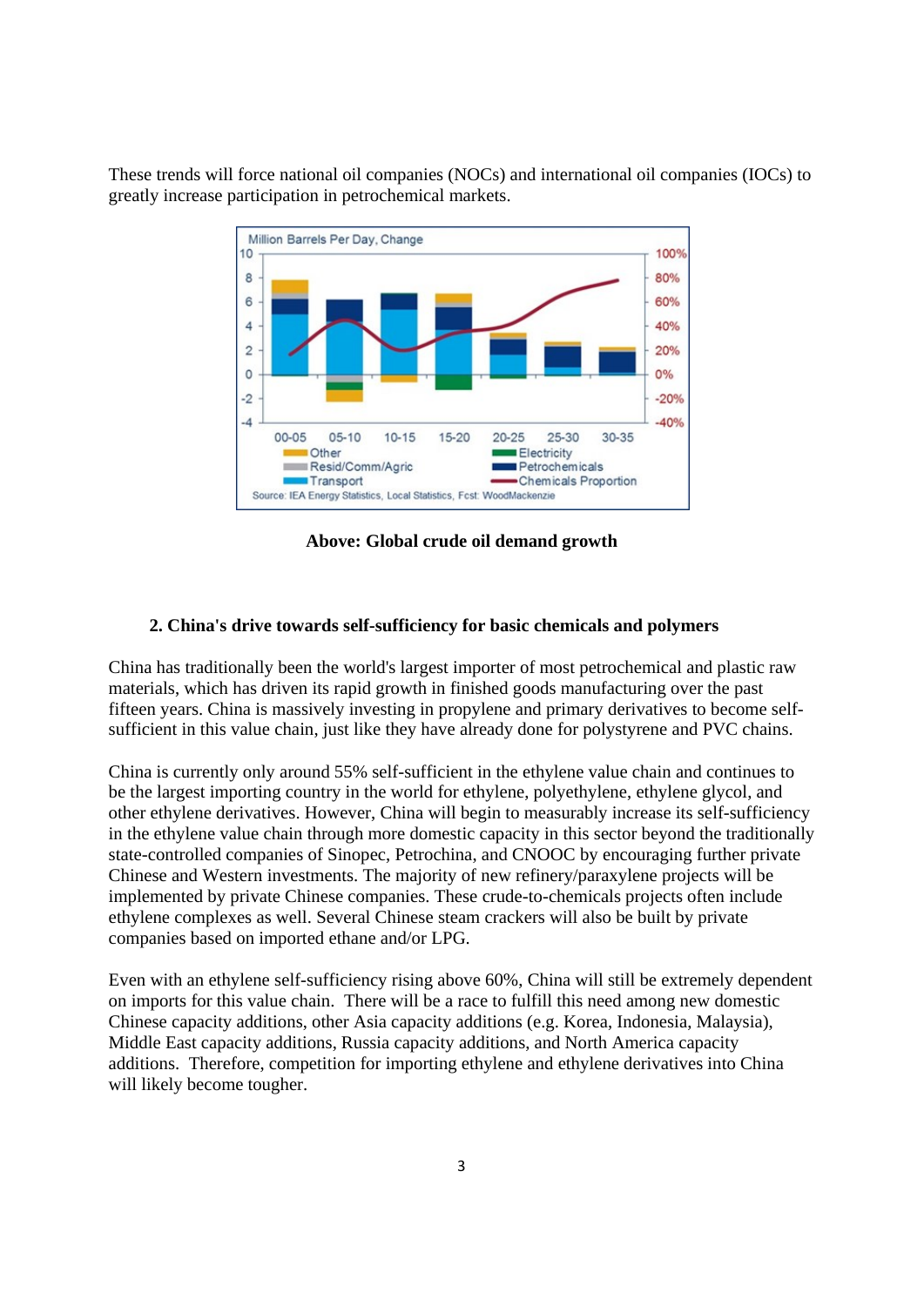These trends will force national oil companies (NOCs) and international oil companies (IOCs) to greatly increase participation in petrochemical markets.

**Above: Global crude oil demand growth**

### 2. China's drive towards self-sufficiency for basic chemicals and polymers

China has traditionally been the world's largest importer of most petrochemical and plastic raw materials, which has driven its rapid growth in finished goods manufacturing over the past fifteen years. China is massively investing in propylene and primary derivatives to become self-sufficient in this value chain, just like they have already done for polystyrene and PVC chains.

China is currently only around 55% self-sufficient in the ethylene value chain and continues to be the largest importing country in the world for ethylene, polyethylene, ethylene glycol, and other ethylene derivatives. However, China will begin to measurably increase its self-sufficiency in the ethylene value chain through more domestic capacity in this sector beyond the traditionally state-controlled companies of Sinopec, Petrochina, and CNOOC by encouraging further private Chinese and Western investments. The majority of new refinery/paraxylene projects will be implemented by private Chinese companies. These crude-to-chemicals projects often include ethylene complexes as well. Several Chinese steam crackers will also be built by private companies based on imported ethane and/or LPG.

Even with an ethylene self-sufficiency rising above 60%, China will still be extremely dependent on imports for this value chain. There will be a race to fulfill this need among new domestic Chinese capacity additions, other Asia capacity additions (e.g. Korea, Indonesia, Malaysia), Middle East capacity additions, Russia capacity additions, and North America capacity additions. Therefore, competition for importing ethylene and ethylene derivatives into China will likely become tougher.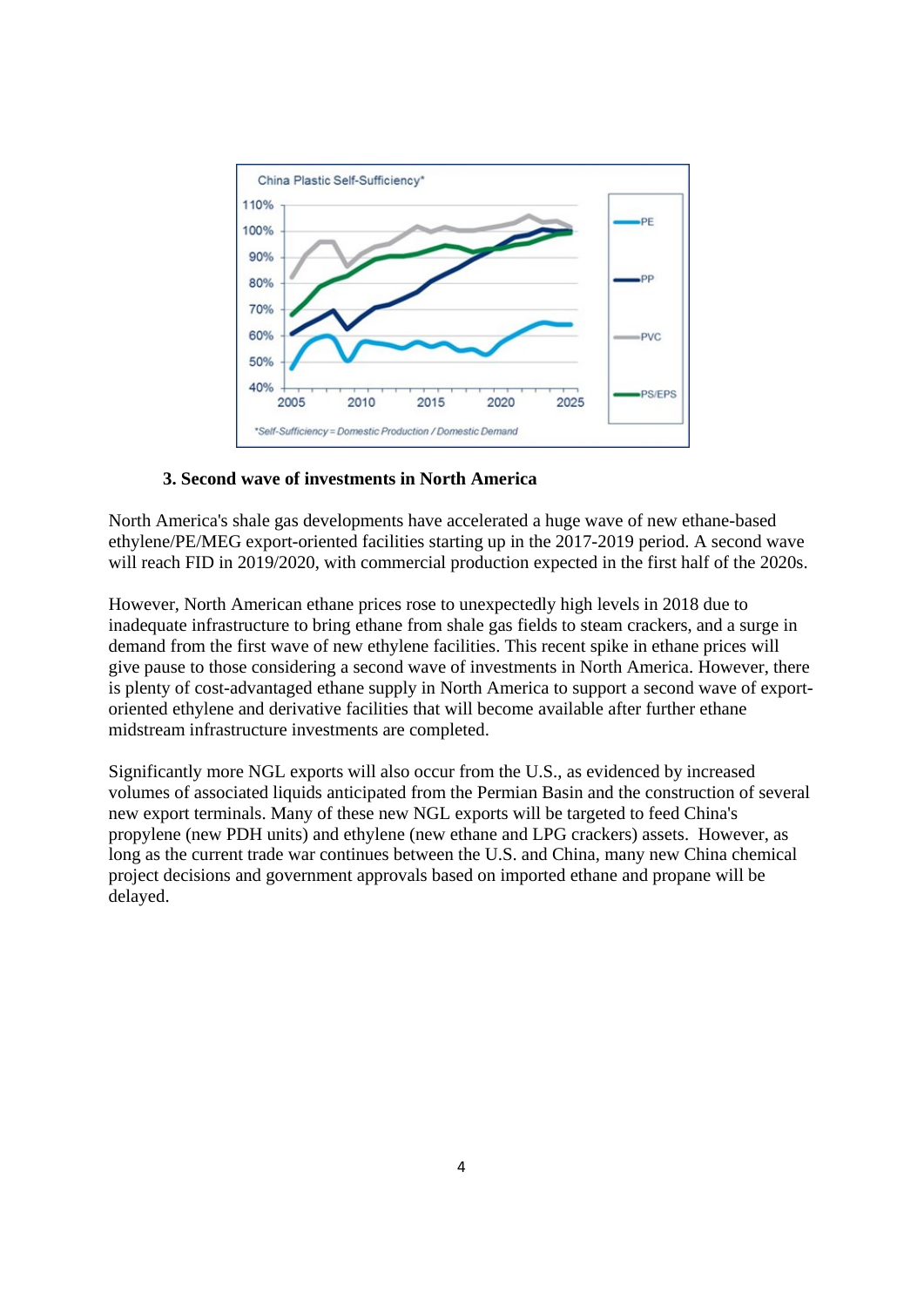### 3. Second wave of investments in North America

North America's shale gas developments have accelerated a huge wave of new ethane-based ethylene/PE/MEG export-oriented facilities starting up in the 2017-2019 period. A second wave will reach FID in 2019/2020, with commercial production expected in the first half of the 2020s.

However, North American ethane prices rose to unexpectedly high levels in 2018 due to inadequate infrastructure to bring ethane from shale gas fields to steam crackers, and a surge in demand from the first wave of new ethylene facilities. This recent spike in ethane prices will give pause to those considering a second wave of investments in North America. However, there is plenty of cost-advantaged ethane supply in North America to support a second wave of export-oriented ethylene and derivative facilities that will become available after further ethane midstream infrastructure investments are completed.

Significantly more NGL exports will also occur from the U.S., as evidenced by increased volumes of associated liquids anticipated from the Permian Basin and the construction of several new export terminals. Many of these new NGL exports will be targeted to feed China's propylene (new PDH units) and ethylene (new ethane and LPG crackers) assets. However, as long as the current trade war continues between the U.S. and China, many new China chemical project decisions and government approvals based on imported ethane and propane will be delayed.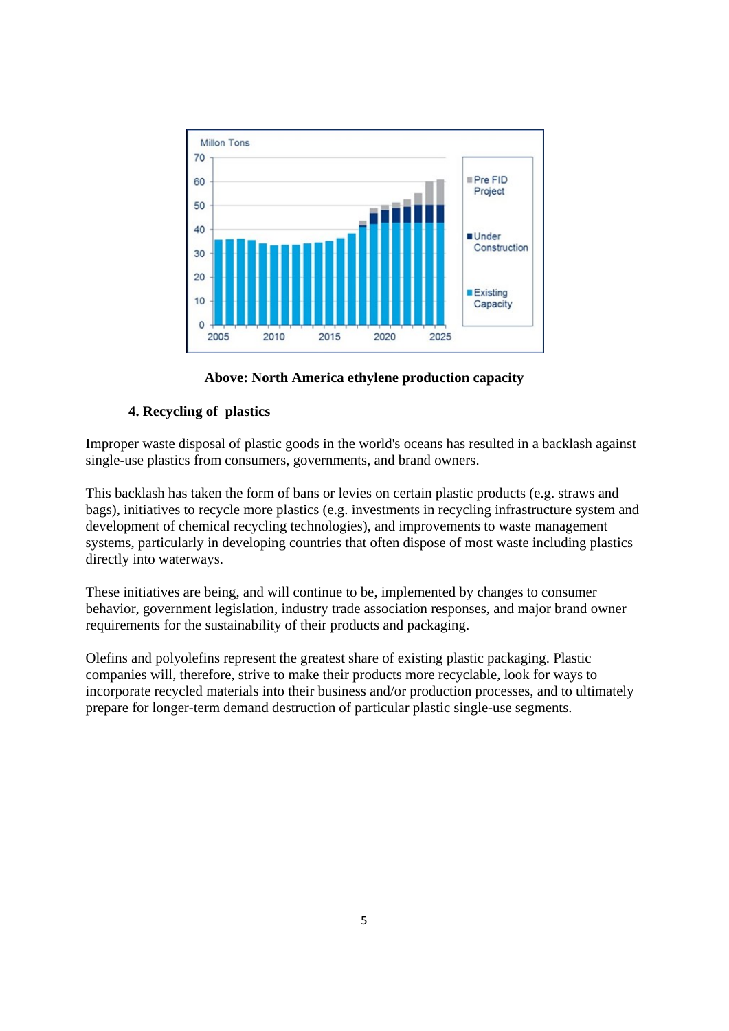**Above: North America ethylene production capacity**

## 4. Recycling of plastics

Improper waste disposal of plastic goods in the world's oceans has resulted in a backlash against single-use plastics from consumers, governments, and brand owners.

This backlash has taken the form of bans or levies on certain plastic products (e.g. straws and bags), initiatives to recycle more plastics (e.g. investments in recycling infrastructure system and development of chemical recycling technologies), and improvements to waste management systems, particularly in developing countries that often dispose of most waste including plastics directly into waterways.

These initiatives are being, and will continue to be, implemented by changes to consumer behavior, government legislation, industry trade association responses, and major brand owner requirements for the sustainability of their products and packaging.

Olefins and polyolefins represent the greatest share of existing plastic packaging. Plastic companies will, therefore, strive to make their products more recyclable, look for ways to incorporate recycled materials into their business and/or production processes, and to ultimately prepare for longer-term demand destruction of particular plastic single-use segments.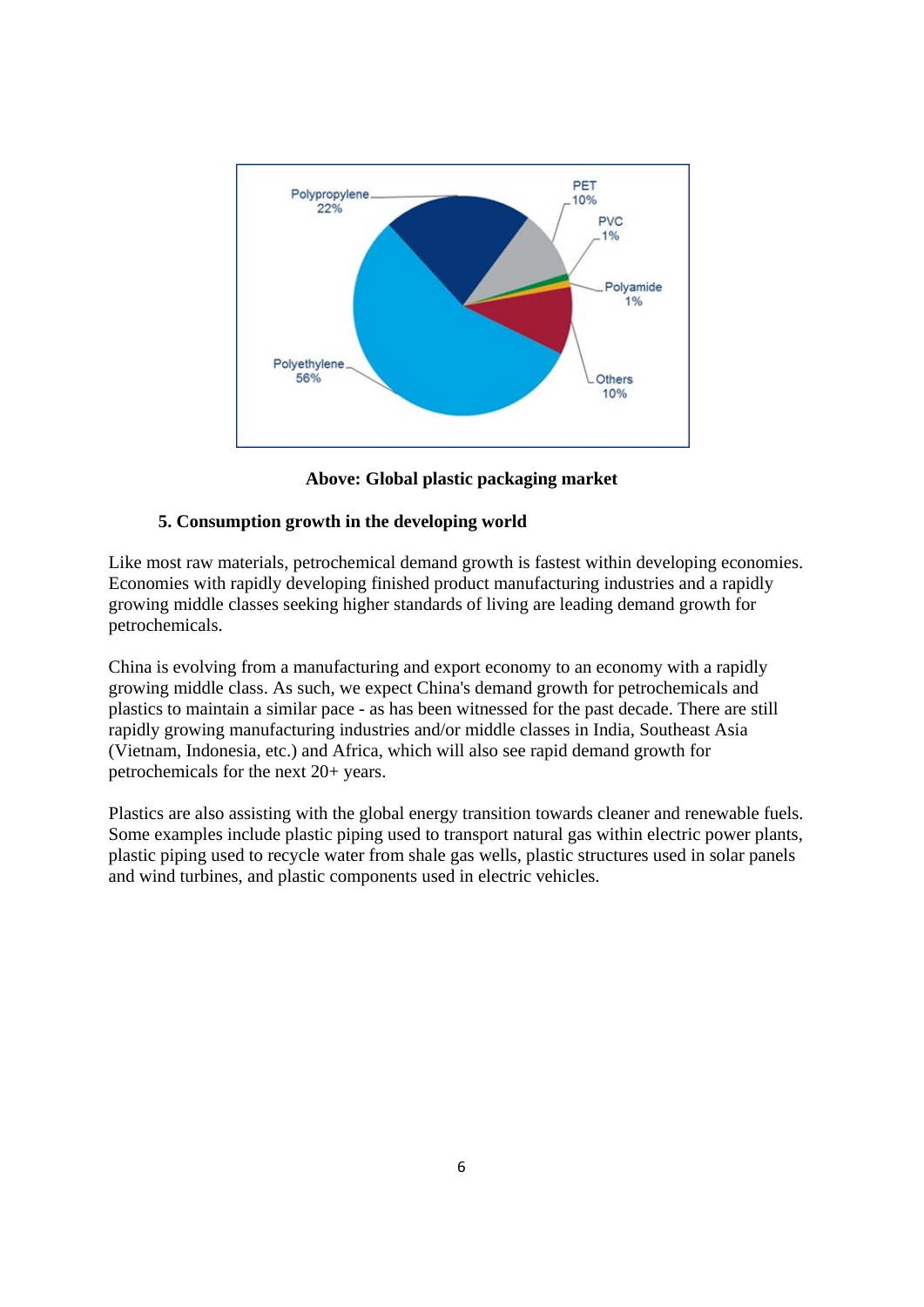**Above: Global plastic packaging market**

### 5. Consumption growth in the developing world

Like most raw materials, petrochemical demand growth is fastest within developing economies. Economies with rapidly developing finished product manufacturing industries and a rapidly growing middle classes seeking higher standards of living are leading demand growth for petrochemicals.

China is evolving from a manufacturing and export economy to an economy with a rapidly growing middle class. As such, we expect China's demand growth for petrochemicals and plastics to maintain a similar pace - as has been witnessed for the past decade. There are still rapidly growing manufacturing industries and/or middle classes in India, Southeast Asia (Vietnam, Indonesia, etc.) and Africa, which will also see rapid demand growth for petrochemicals for the next 20+ years.

Plastics are also assisting with the global energy transition towards cleaner and renewable fuels. Some examples include plastic piping used to transport natural gas within electric power plants, plastic piping used to recycle water from shale gas wells, plastic structures used in solar panels and wind turbines, and plastic components used in electric vehicles.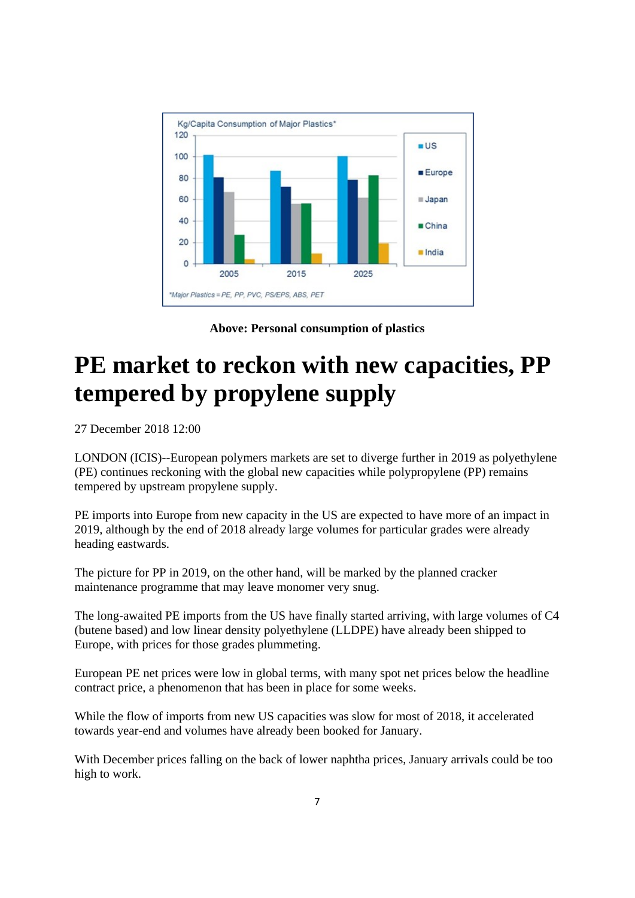Above: Personal consumption of plastics

# PE market to reckon with new capacities, PP tempered by propylene supply

27 December 2018 12:00

LONDON (ICIS)--European polymers markets are set to diverge further in 2019 as polyethylene (PE) continues reckoning with the global new capacities while polypropylene (PP) remains tempered by upstream propylene supply.

PE imports into Europe from new capacity in the US are expected to have more of an impact in 2019, although by the end of 2018 already large volumes for particular grades were already heading eastwards.

The picture for PP in 2019, on the other hand, will be marked by the planned cracker maintenance programme that may leave monomer very snug.

The long-awaited PE imports from the US have finally started arriving, with large volumes of C4 (butene based) and low linear density polyethylene (LLDPE) have already been shipped to Europe, with prices for those grades plummeting.

European PE net prices were low in global terms, with many spot net prices below the headline contract price, a phenomenon that has been in place for some weeks.

While the flow of imports from new US capacities was slow for most of 2018, it accelerated towards year-end and volumes have already been booked for January.

With December prices falling on the back of lower naphtha prices, January arrivals could be too high to work.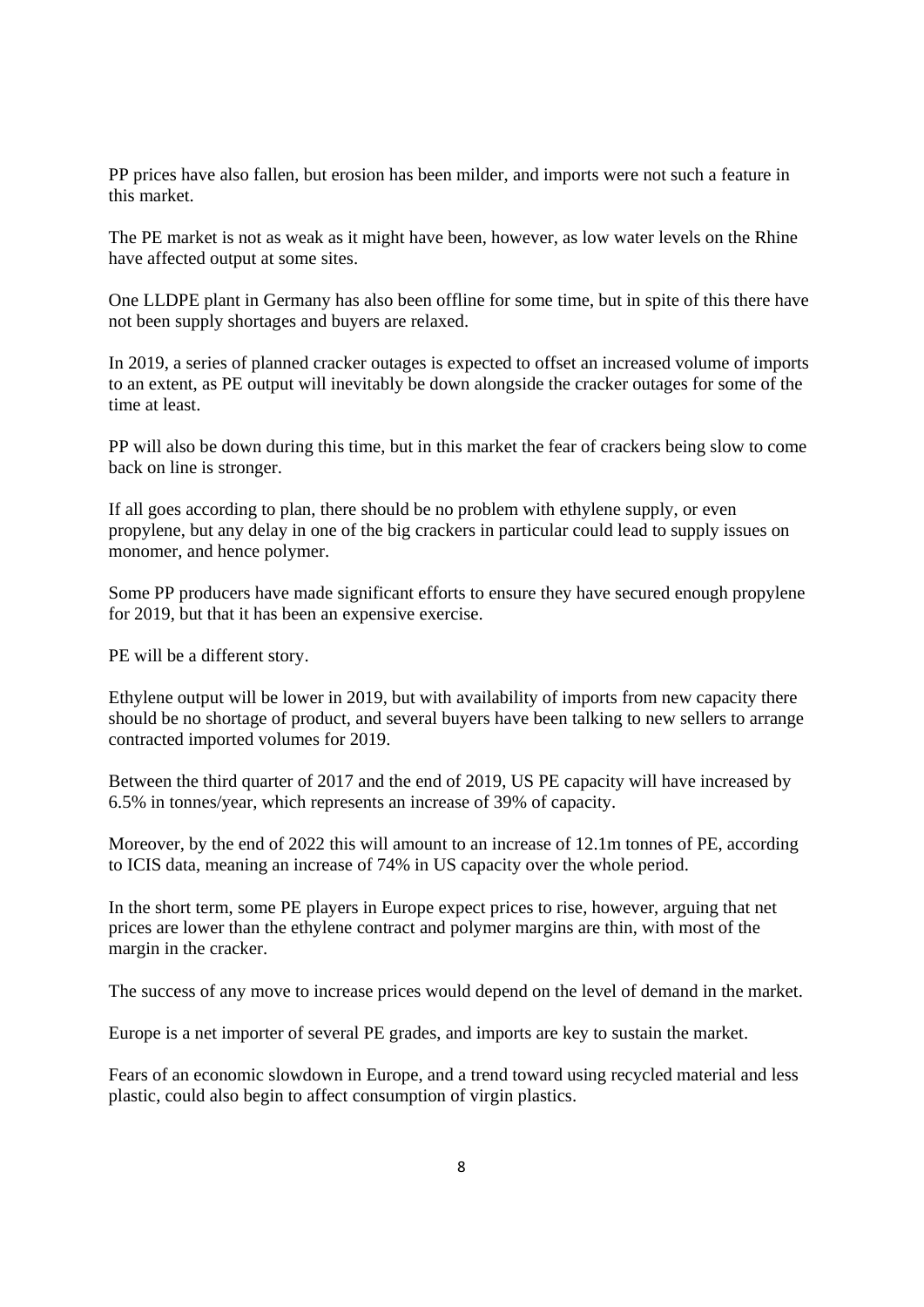PP prices have also fallen, but erosion has been milder, and imports were not such a feature in this market.

The PE market is not as weak as it might have been, however, as low water levels on the Rhine have affected output at some sites.

One LLDPE plant in Germany has also been offline for some time, but in spite of this there have not been supply shortages and buyers are relaxed.

In 2019, a series of planned cracker outages is expected to offset an increased volume of imports to an extent, as PE output will inevitably be down alongside the cracker outages for some of the time at least.

PP will also be down during this time, but in this market the fear of crackers being slow to come back on line is stronger.

If all goes according to plan, there should be no problem with ethylene supply, or even propylene, but any delay in one of the big crackers in particular could lead to supply issues on monomer, and hence polymer.

Some PP producers have made significant efforts to ensure they have secured enough propylene for 2019, but that it has been an expensive exercise.

PE will be a different story.

Ethylene output will be lower in 2019, but with availability of imports from new capacity there should be no shortage of product, and several buyers have been talking to new sellers to arrange contracted imported volumes for 2019.

Between the third quarter of 2017 and the end of 2019, US PE capacity will have increased by 6.5% in tonnes/year, which represents an increase of 39% of capacity.

Moreover, by the end of 2022 this will amount to an increase of 12.1m tonnes of PE, according to ICIS data, meaning an increase of 74% in US capacity over the whole period.

In the short term, some PE players in Europe expect prices to rise, however, arguing that net prices are lower than the ethylene contract and polymer margins are thin, with most of the margin in the cracker.

The success of any move to increase prices would depend on the level of demand in the market.

Europe is a net importer of several PE grades, and imports are key to sustain the market.

Fears of an economic slowdown in Europe, and a trend toward using recycled material and less plastic, could also begin to affect consumption of virgin plastics.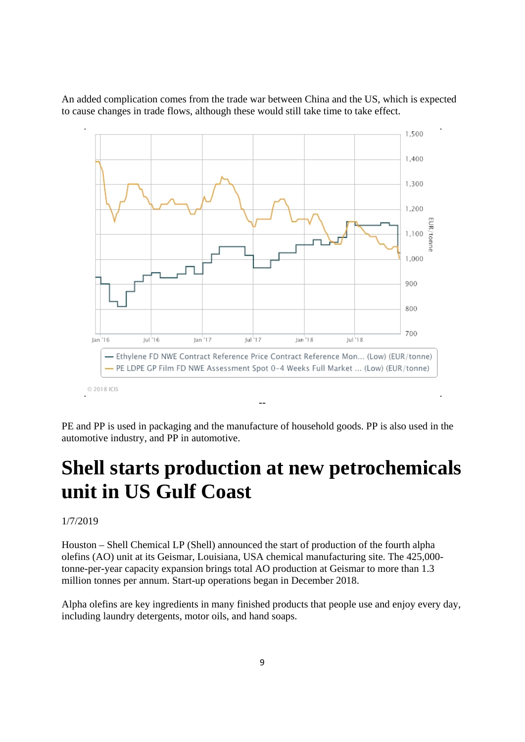An added complication comes from the trade war between China and the US, which is expected to cause changes in trade flows, although these would still take time to take effect.

— Ethylene FD NWE Contract Reference Price Contract Reference Mon... (Low) (EUR/tonne)
— PE LDPE GP Film FD NWE Assessment Spot 0-4 Weeks Full Market ... (Low) (EUR/tonne)

© 2018 ICIS

--

PE and PP is used in packaging and the manufacture of household goods. PP is also used in the automotive industry, and PP in automotive.

# Shell starts production at new petrochemicals unit in US Gulf Coast

1/7/2019

Houston – Shell Chemical LP (Shell) announced the start of production of the fourth alpha olefins (AO) unit at its Geismar, Louisiana, USA chemical manufacturing site. The 425,000-tonne-per-year capacity expansion brings total AO production at Geismar to more than 1.3 million tonnes per annum. Start-up operations began in December 2018.

Alpha olefins are key ingredients in many finished products that people use and enjoy every day, including laundry detergents, motor oils, and hand soaps.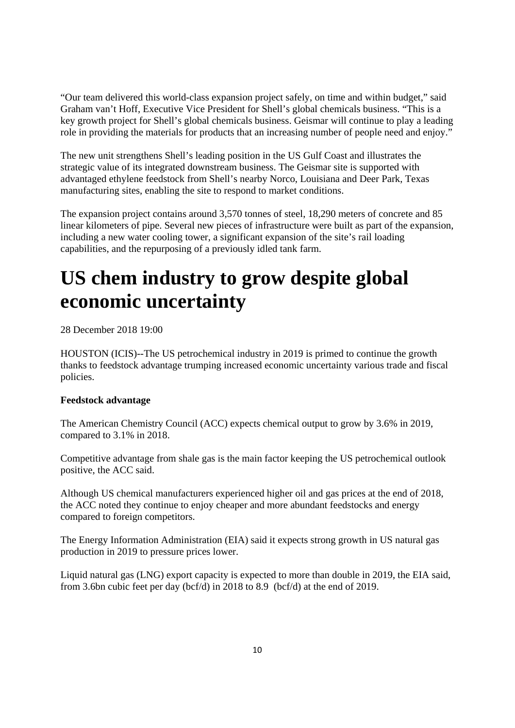"Our team delivered this world-class expansion project safely, on time and within budget," said Graham van't Hoff, Executive Vice President for Shell's global chemicals business. "This is a key growth project for Shell's global chemicals business. Geismar will continue to play a leading role in providing the materials for products that an increasing number of people need and enjoy."

The new unit strengthens Shell's leading position in the US Gulf Coast and illustrates the strategic value of its integrated downstream business. The Geismar site is supported with advantaged ethylene feedstock from Shell's nearby Norco, Louisiana and Deer Park, Texas manufacturing sites, enabling the site to respond to market conditions.

The expansion project contains around 3,570 tonnes of steel, 18,290 meters of concrete and 85 linear kilometers of pipe. Several new pieces of infrastructure were built as part of the expansion, including a new water cooling tower, a significant expansion of the site's rail loading capabilities, and the repurposing of a previously idled tank farm.

# US chem industry to grow despite global economic uncertainty

28 December 2018 19:00

HOUSTON (ICIS)--The US petrochemical industry in 2019 is primed to continue the growth thanks to feedstock advantage trumping increased economic uncertainty various trade and fiscal policies.

**Feedstock advantage**

The American Chemistry Council (ACC) expects chemical output to grow by 3.6% in 2019, compared to 3.1% in 2018.

Competitive advantage from shale gas is the main factor keeping the US petrochemical outlook positive, the ACC said.

Although US chemical manufacturers experienced higher oil and gas prices at the end of 2018, the ACC noted they continue to enjoy cheaper and more abundant feedstocks and energy compared to foreign competitors.

The Energy Information Administration (EIA) said it expects strong growth in US natural gas production in 2019 to pressure prices lower.

Liquid natural gas (LNG) export capacity is expected to more than double in 2019, the EIA said, from 3.6bn cubic feet per day (bcf/d) in 2018 to 8.9 (bcf/d) at the end of 2019.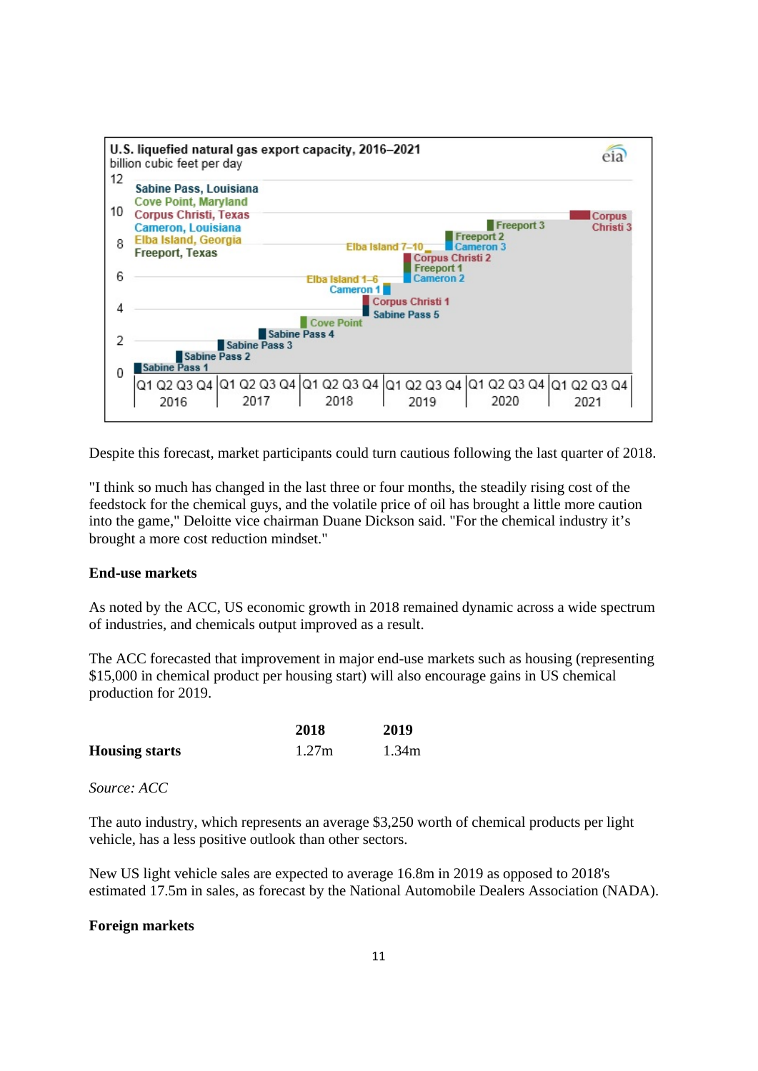Despite this forecast, market participants could turn cautious following the last quarter of 2018.

"I think so much has changed in the last three or four months, the steadily rising cost of the feedstock for the chemical guys, and the volatile price of oil has brought a little more caution into the game," Deloitte vice chairman Duane Dickson said. "For the chemical industry it's brought a more cost reduction mindset."

**End-use markets**

As noted by the ACC, US economic growth in 2018 remained dynamic across a wide spectrum of industries, and chemicals output improved as a result.

The ACC forecasted that improvement in major end-use markets such as housing (representing $15,000 in chemical product per housing start) will also encourage gains in US chemical production for 2019.

| | 2018 | 2019 |
|---|---|---|
| **Housing starts** | 1.27m | 1.34m |

*Source: ACC*

The auto industry, which represents an average $3,250 worth of chemical products per light vehicle, has a less positive outlook than other sectors.

New US light vehicle sales are expected to average 16.8m in 2019 as opposed to 2018's estimated 17.5m in sales, as forecast by the National Automobile Dealers Association (NADA).

**Foreign markets**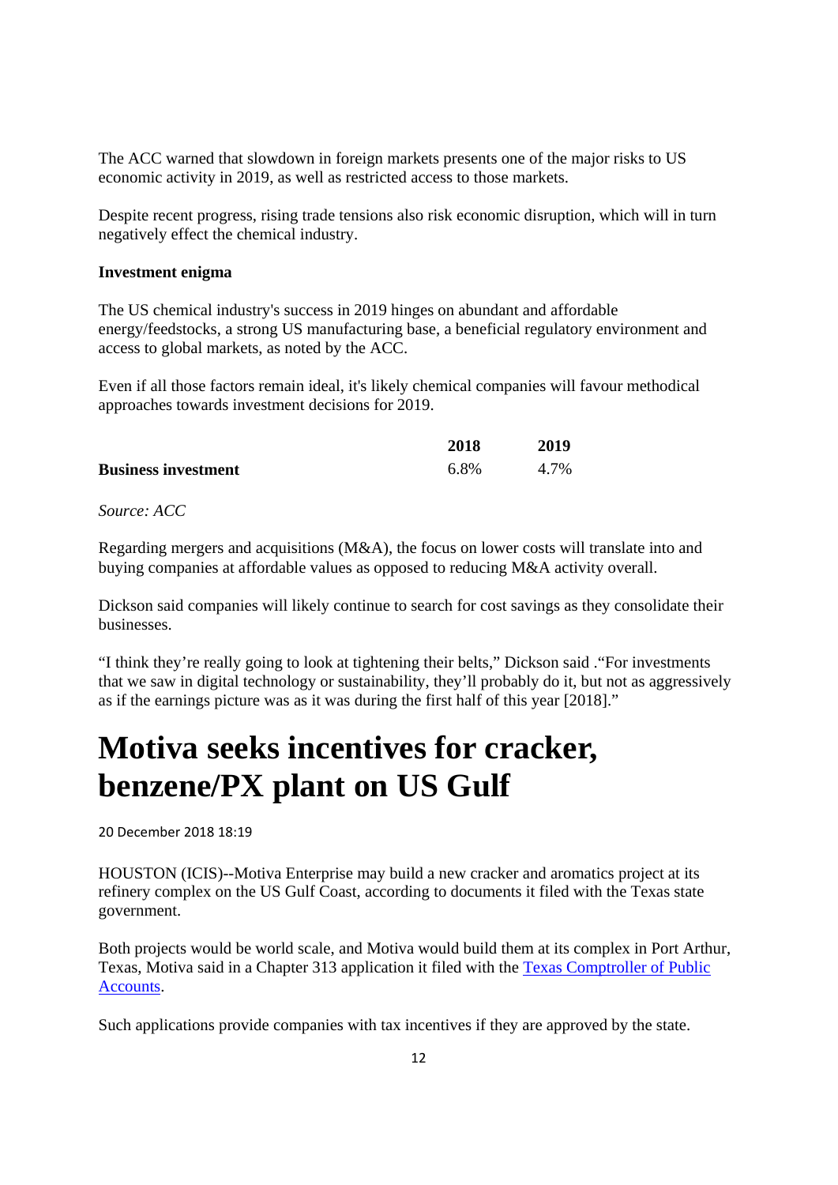The ACC warned that slowdown in foreign markets presents one of the major risks to US economic activity in 2019, as well as restricted access to those markets.

Despite recent progress, rising trade tensions also risk economic disruption, which will in turn negatively effect the chemical industry.

**Investment enigma**

The US chemical industry's success in 2019 hinges on abundant and affordable energy/feedstocks, a strong US manufacturing base, a beneficial regulatory environment and access to global markets, as noted by the ACC.

Even if all those factors remain ideal, it's likely chemical companies will favour methodical approaches towards investment decisions for 2019.

| | 2018 | 2019 |
|---|---|---|
| **Business investment** | 6.8% | 4.7% |

*Source: ACC*

Regarding mergers and acquisitions (M&A), the focus on lower costs will translate into and buying companies at affordable values as opposed to reducing M&A activity overall.

Dickson said companies will likely continue to search for cost savings as they consolidate their businesses.

“I think they’re really going to look at tightening their belts,” Dickson said .“For investments that we saw in digital technology or sustainability, they’ll probably do it, but not as aggressively as if the earnings picture was as it was during the first half of this year [2018].”

# Motiva seeks incentives for cracker, benzene/PX plant on US Gulf

20 December 2018 18:19

HOUSTON (ICIS)--Motiva Enterprise may build a new cracker and aromatics project at its refinery complex on the US Gulf Coast, according to documents it filed with the Texas state government.

Both projects would be world scale, and Motiva would build them at its complex in Port Arthur, Texas, Motiva said in a Chapter 313 application it filed with the Texas Comptroller of Public Accounts.

Such applications provide companies with tax incentives if they are approved by the state.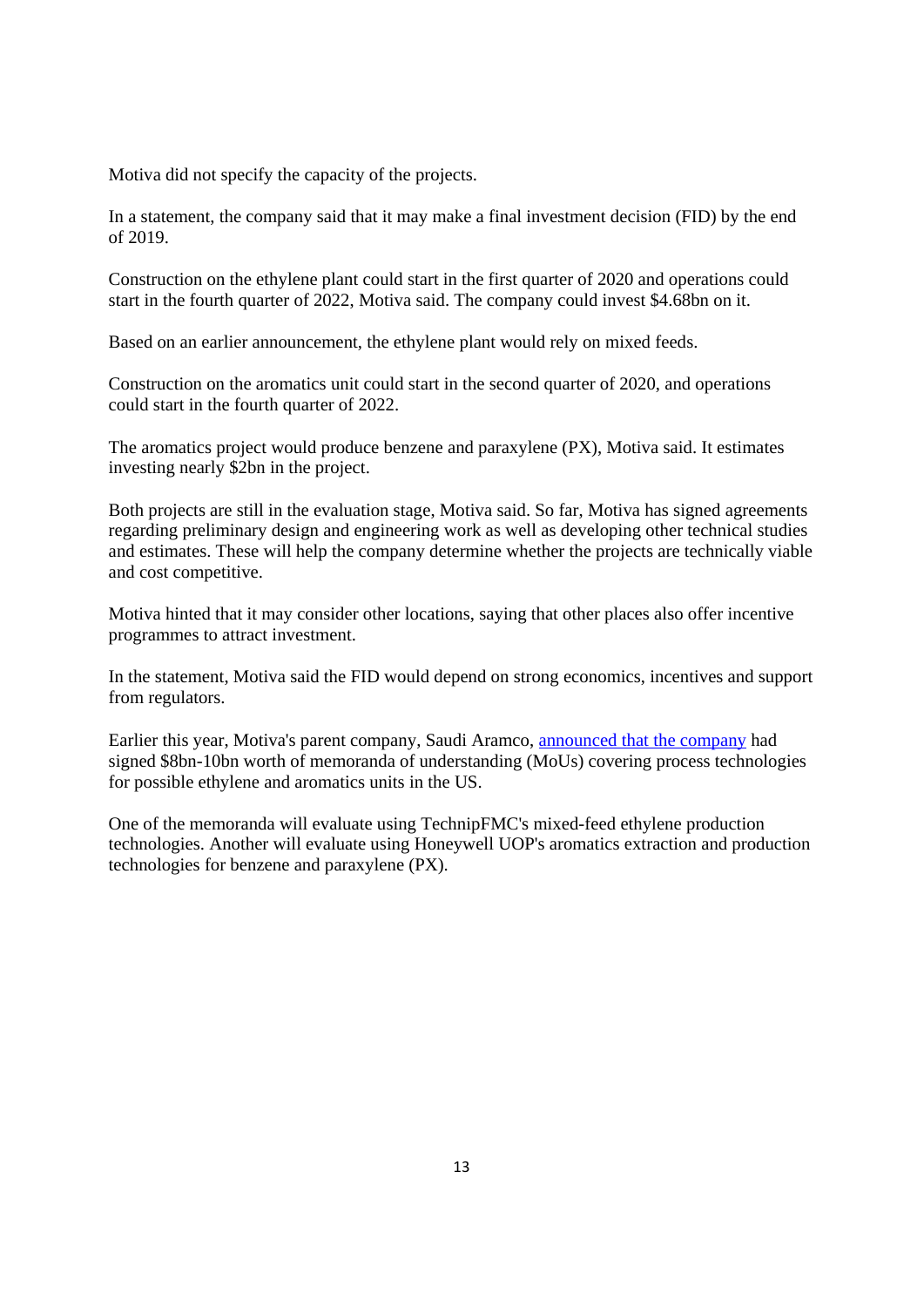Motiva did not specify the capacity of the projects.

In a statement, the company said that it may make a final investment decision (FID) by the end of 2019.

Construction on the ethylene plant could start in the first quarter of 2020 and operations could start in the fourth quarter of 2022, Motiva said. The company could invest $4.68bn on it.

Based on an earlier announcement, the ethylene plant would rely on mixed feeds.

Construction on the aromatics unit could start in the second quarter of 2020, and operations could start in the fourth quarter of 2022.

The aromatics project would produce benzene and paraxylene (PX), Motiva said. It estimates investing nearly $2bn in the project.

Both projects are still in the evaluation stage, Motiva said. So far, Motiva has signed agreements regarding preliminary design and engineering work as well as developing other technical studies and estimates. These will help the company determine whether the projects are technically viable and cost competitive.

Motiva hinted that it may consider other locations, saying that other places also offer incentive programmes to attract investment.

In the statement, Motiva said the FID would depend on strong economics, incentives and support from regulators.

Earlier this year, Motiva's parent company, Saudi Aramco, announced that the company had signed $8bn-10bn worth of memoranda of understanding (MoUs) covering process technologies for possible ethylene and aromatics units in the US.

One of the memoranda will evaluate using TechnipFMC's mixed-feed ethylene production technologies. Another will evaluate using Honeywell UOP's aromatics extraction and production technologies for benzene and paraxylene (PX).